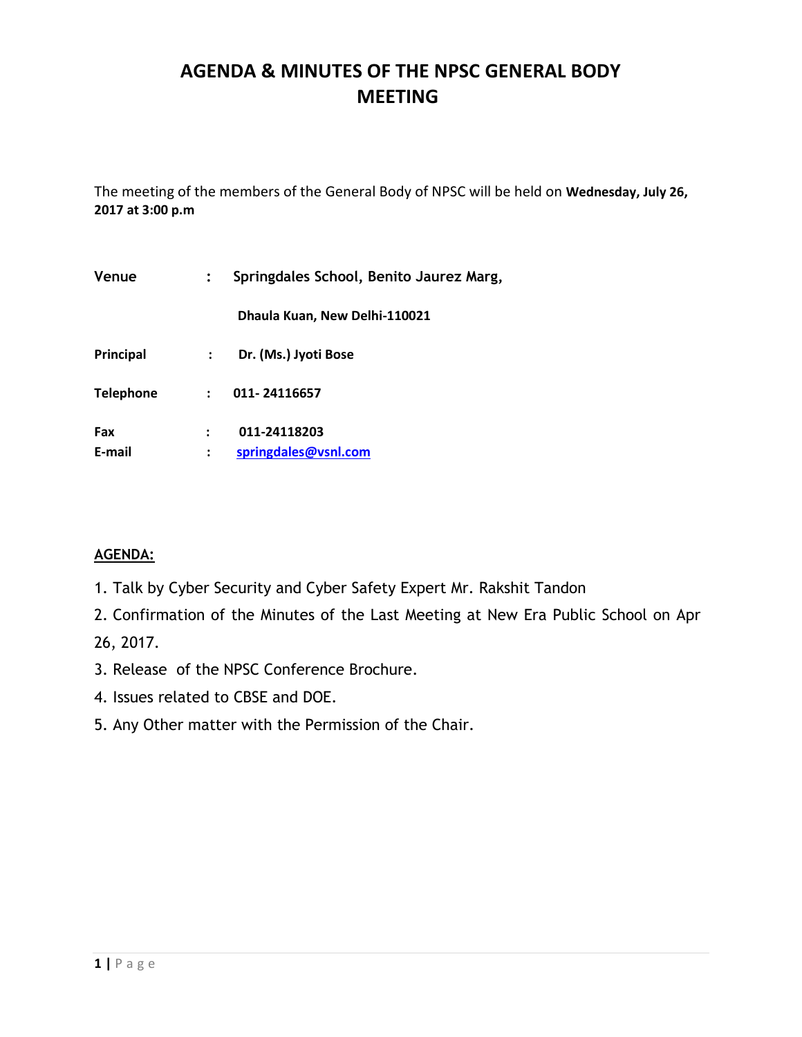# AGENDA & MINUTES OF THE NPSC GENERAL BODY MEETING

The meeting of the members of the General Body of NPSC will be held on **Wednesday, July 26, 2017 at 3:00 p.m**

| | | |
|---|---|---|
| **Venue** | : | **Springdales School, Benito Jaurez Marg,** |
| | | **Dhaula Kuan, New Delhi-110021** |
| **Principal** | : | **Dr. (Ms.) Jyoti Bose** |
| **Telephone** | : | **011- 24116657** |
| **Fax** | : | **011-24118203** |
| **E-mail** | : | **springdales@vsnl.com** |

**AGENDA:**

1. Talk by Cyber Security and Cyber Safety Expert Mr. Rakshit Tandon
2. Confirmation of the Minutes of the Last Meeting at New Era Public School on Apr 26, 2017.
3. Release of the NPSC Conference Brochure.
4. Issues related to CBSE and DOE.
5. Any Other matter with the Permission of the Chair.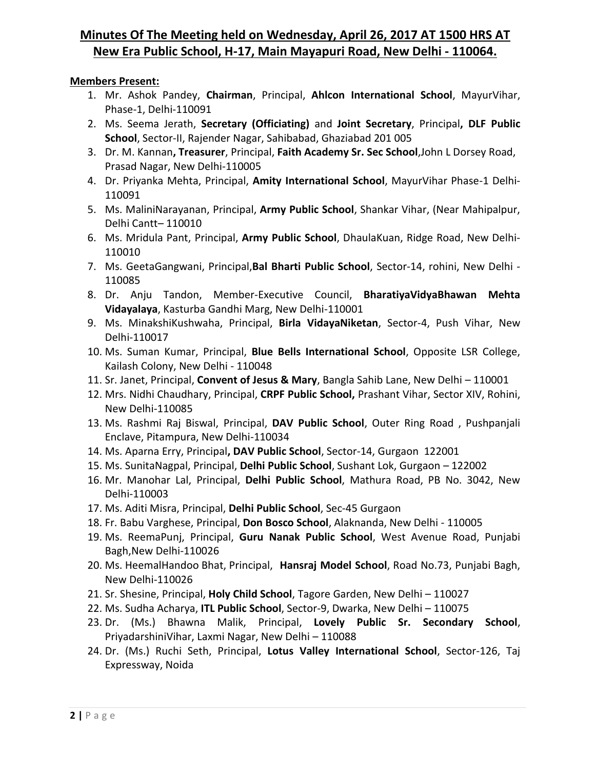# **Minutes Of The Meeting held on Wednesday, April 26, 2017 AT 1500 HRS AT New Era Public School, H-17, Main Mayapuri Road, New Delhi - 110064.**

**Members Present:**

1. Mr. Ashok Pandey, **Chairman**, Principal, **Ahlcon International School**, MayurVihar, Phase-1, Delhi-110091
2. Ms. Seema Jerath, **Secretary (Officiating)** and **Joint Secretary**, Principal**, DLF Public School**, Sector-II, Rajender Nagar, Sahibabad, Ghaziabad 201 005
3. Dr. M. Kannan**, Treasurer**, Principal, **Faith Academy Sr. Sec School**,John L Dorsey Road, Prasad Nagar, New Delhi-110005
4. Dr. Priyanka Mehta, Principal, **Amity International School**, MayurVihar Phase-1 Delhi-110091
5. Ms. MaliniNarayanan, Principal, **Army Public School**, Shankar Vihar, (Near Mahipalpur, Delhi Cantt– 110010
6. Ms. Mridula Pant, Principal, **Army Public School**, DhaulaKuan, Ridge Road, New Delhi-110010
7. Ms. GeetaGangwani, Principal,**Bal Bharti Public School**, Sector-14, rohini, New Delhi - 110085
8. Dr. Anju Tandon, Member-Executive Council, **BharatiyaVidyaBhawan Mehta Vidayalaya**, Kasturba Gandhi Marg, New Delhi-110001
9. Ms. MinakshiKushwaha, Principal, **Birla VidayaNiketan**, Sector-4, Push Vihar, New Delhi-110017
10. Ms. Suman Kumar, Principal, **Blue Bells International School**, Opposite LSR College, Kailash Colony, New Delhi - 110048
11. Sr. Janet, Principal, **Convent of Jesus & Mary**, Bangla Sahib Lane, New Delhi – 110001
12. Mrs. Nidhi Chaudhary, Principal, **CRPF Public School,** Prashant Vihar, Sector XIV, Rohini, New Delhi-110085
13. Ms. Rashmi Raj Biswal, Principal, **DAV Public School**, Outer Ring Road , Pushpanjali Enclave, Pitampura, New Delhi-110034
14. Ms. Aparna Erry, Principal**, DAV Public School**, Sector-14, Gurgaon 122001
15. Ms. SunitaNagpal, Principal, **Delhi Public School**, Sushant Lok, Gurgaon – 122002
16. Mr. Manohar Lal, Principal, **Delhi Public School**, Mathura Road, PB No. 3042, New Delhi-110003
17. Ms. Aditi Misra, Principal, **Delhi Public School**, Sec-45 Gurgaon
18. Fr. Babu Varghese, Principal, **Don Bosco School**, Alaknanda, New Delhi - 110005
19. Ms. ReemaPunj, Principal, **Guru Nanak Public School**, West Avenue Road, Punjabi Bagh,New Delhi-110026
20. Ms. HeemalHandoo Bhat, Principal, **Hansraj Model School**, Road No.73, Punjabi Bagh, New Delhi-110026
21. Sr. Shesine, Principal, **Holy Child School**, Tagore Garden, New Delhi – 110027
22. Ms. Sudha Acharya, **ITL Public School**, Sector-9, Dwarka, New Delhi – 110075
23. Dr. (Ms.) Bhawna Malik, Principal, **Lovely Public Sr. Secondary School**, PriyadarshiniVihar, Laxmi Nagar, New Delhi – 110088
24. Dr. (Ms.) Ruchi Seth, Principal, **Lotus Valley International School**, Sector-126, Taj Expressway, Noida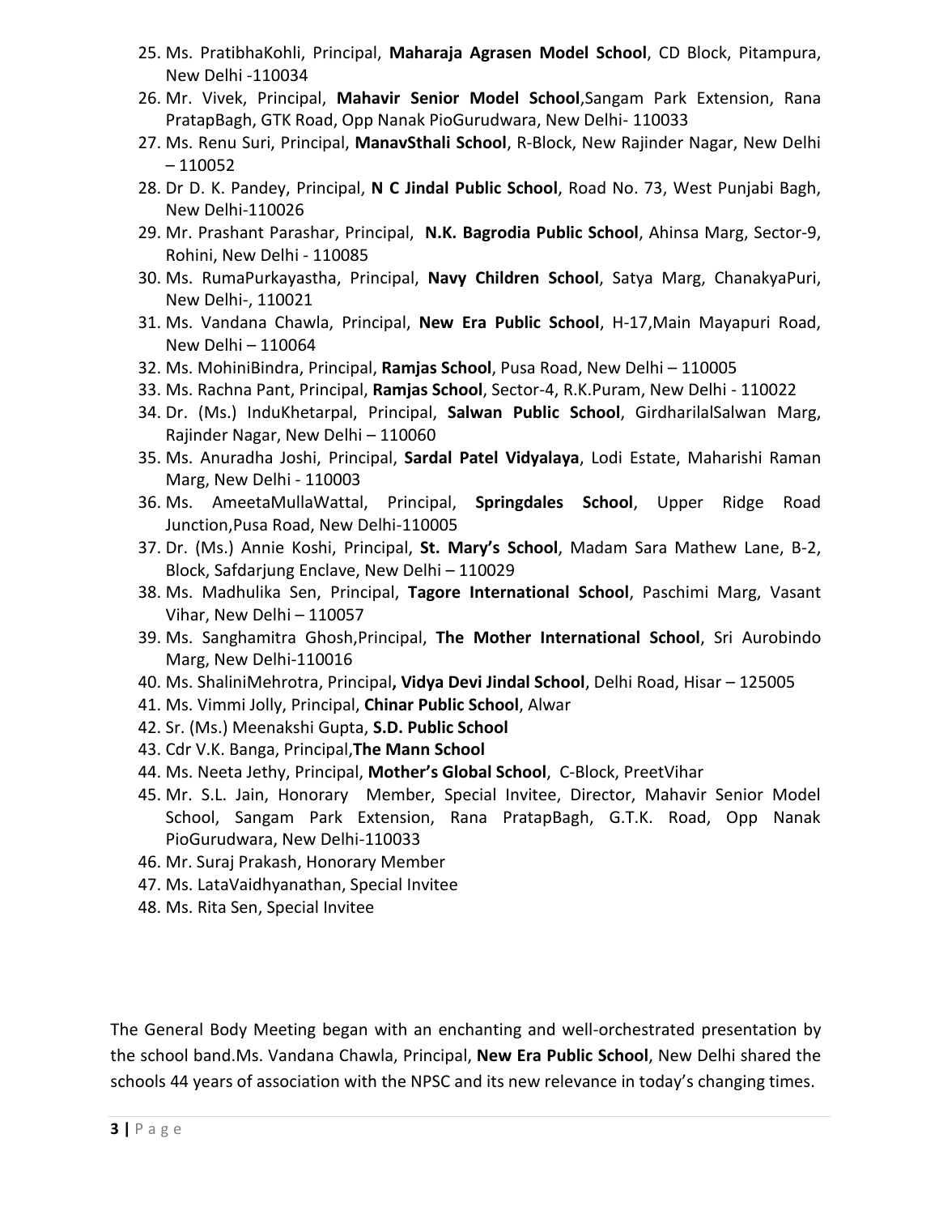25. Ms. PratibhaKohli, Principal, **Maharaja Agrasen Model School**, CD Block, Pitampura, New Delhi -110034
26. Mr. Vivek, Principal, **Mahavir Senior Model School**,Sangam Park Extension, Rana PratapBagh, GTK Road, Opp Nanak PioGurudwara, New Delhi- 110033
27. Ms. Renu Suri, Principal, **ManavSthali School**, R-Block, New Rajinder Nagar, New Delhi – 110052
28. Dr D. K. Pandey, Principal, **N C Jindal Public School**, Road No. 73, West Punjabi Bagh, New Delhi-110026
29. Mr. Prashant Parashar, Principal, **N.K. Bagrodia Public School**, Ahinsa Marg, Sector-9, Rohini, New Delhi - 110085
30. Ms. RumaPurkayastha, Principal, **Navy Children School**, Satya Marg, ChanakyaPuri, New Delhi-, 110021
31. Ms. Vandana Chawla, Principal, **New Era Public School**, H-17,Main Mayapuri Road, New Delhi – 110064
32. Ms. MohiniBindra, Principal, **Ramjas School**, Pusa Road, New Delhi – 110005
33. Ms. Rachna Pant, Principal, **Ramjas School**, Sector-4, R.K.Puram, New Delhi - 110022
34. Dr. (Ms.) InduKhetarpal, Principal, **Salwan Public School**, GirdharilalSalwan Marg, Rajinder Nagar, New Delhi – 110060
35. Ms. Anuradha Joshi, Principal, **Sardal Patel Vidyalaya**, Lodi Estate, Maharishi Raman Marg, New Delhi - 110003
36. Ms. AmeetaMullaWattal, Principal, **Springdales School**, Upper Ridge Road Junction,Pusa Road, New Delhi-110005
37. Dr. (Ms.) Annie Koshi, Principal, **St. Mary's School**, Madam Sara Mathew Lane, B-2, Block, Safdarjung Enclave, New Delhi – 110029
38. Ms. Madhulika Sen, Principal, **Tagore International School**, Paschimi Marg, Vasant Vihar, New Delhi – 110057
39. Ms. Sanghamitra Ghosh,Principal, **The Mother International School**, Sri Aurobindo Marg, New Delhi-110016
40. Ms. ShaliniMehrotra, Principal**, Vidya Devi Jindal School**, Delhi Road, Hisar – 125005
41. Ms. Vimmi Jolly, Principal, **Chinar Public School**, Alwar
42. Sr. (Ms.) Meenakshi Gupta, **S.D. Public School**
43. Cdr V.K. Banga, Principal,**The Mann School**
44. Ms. Neeta Jethy, Principal, **Mother's Global School**, C-Block, PreetVihar
45. Mr. S.L. Jain, Honorary Member, Special Invitee, Director, Mahavir Senior Model School, Sangam Park Extension, Rana PratapBagh, G.T.K. Road, Opp Nanak PioGurudwara, New Delhi-110033
46. Mr. Suraj Prakash, Honorary Member
47. Ms. LataVaidhyanathan, Special Invitee
48. Ms. Rita Sen, Special Invitee

The General Body Meeting began with an enchanting and well-orchestrated presentation by the school band.Ms. Vandana Chawla, Principal, **New Era Public School**, New Delhi shared the schools 44 years of association with the NPSC and its new relevance in today's changing times.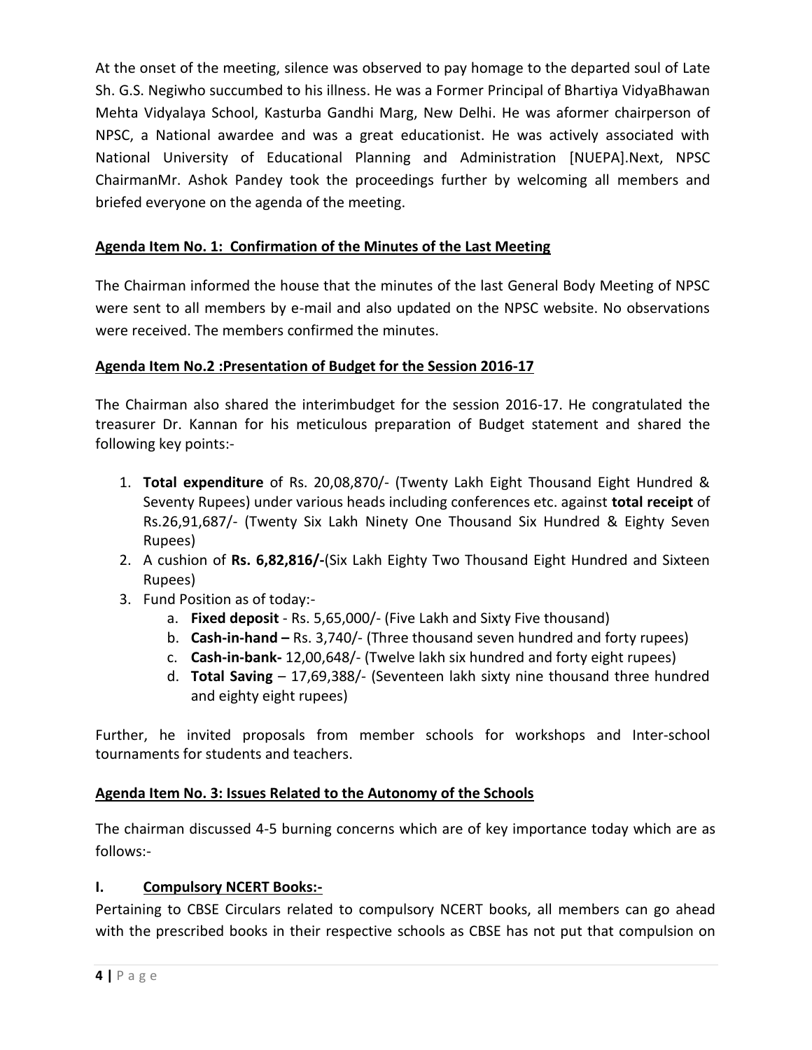At the onset of the meeting, silence was observed to pay homage to the departed soul of Late Sh. G.S. Negiwho succumbed to his illness. He was a Former Principal of Bhartiya VidyaBhawan Mehta Vidyalaya School, Kasturba Gandhi Marg, New Delhi. He was aformer chairperson of NPSC, a National awardee and was a great educationist. He was actively associated with National University of Educational Planning and Administration [NUEPA].Next, NPSC ChairmanMr. Ashok Pandey took the proceedings further by welcoming all members and briefed everyone on the agenda of the meeting.

**Agenda Item No. 1: Confirmation of the Minutes of the Last Meeting**

The Chairman informed the house that the minutes of the last General Body Meeting of NPSC were sent to all members by e-mail and also updated on the NPSC website. No observations were received. The members confirmed the minutes.

**Agenda Item No.2 :Presentation of Budget for the Session 2016-17**

The Chairman also shared the interimbudget for the session 2016-17. He congratulated the treasurer Dr. Kannan for his meticulous preparation of Budget statement and shared the following key points:-

1. **Total expenditure** of Rs. 20,08,870/- (Twenty Lakh Eight Thousand Eight Hundred & Seventy Rupees) under various heads including conferences etc. against **total receipt** of Rs.26,91,687/- (Twenty Six Lakh Ninety One Thousand Six Hundred & Eighty Seven Rupees)
2. A cushion of **Rs. 6,82,816/-**(Six Lakh Eighty Two Thousand Eight Hundred and Sixteen Rupees)
3. Fund Position as of today:-
   a. **Fixed deposit** - Rs. 5,65,000/- (Five Lakh and Sixty Five thousand)
   b. **Cash-in-hand –** Rs. 3,740/- (Three thousand seven hundred and forty rupees)
   c. **Cash-in-bank-** 12,00,648/- (Twelve lakh six hundred and forty eight rupees)
   d. **Total Saving** – 17,69,388/- (Seventeen lakh sixty nine thousand three hundred and eighty eight rupees)

Further, he invited proposals from member schools for workshops and Inter-school tournaments for students and teachers.

**Agenda Item No. 3: Issues Related to the Autonomy of the Schools**

The chairman discussed 4-5 burning concerns which are of key importance today which are as follows:-

**I. Compulsory NCERT Books:-**

Pertaining to CBSE Circulars related to compulsory NCERT books, all members can go ahead with the prescribed books in their respective schools as CBSE has not put that compulsion on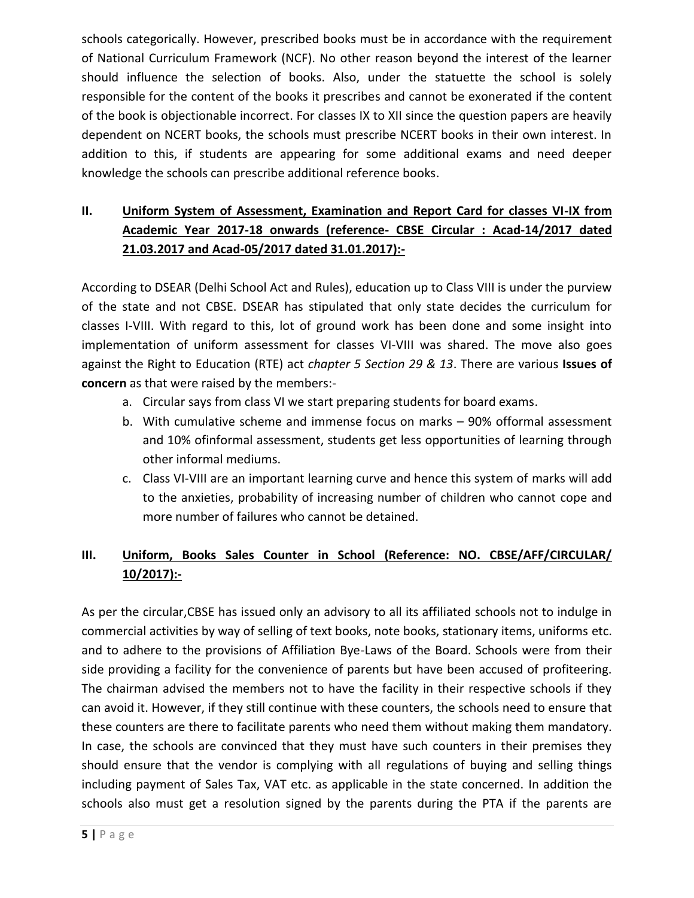schools categorically. However, prescribed books must be in accordance with the requirement of National Curriculum Framework (NCF). No other reason beyond the interest of the learner should influence the selection of books. Also, under the statuette the school is solely responsible for the content of the books it prescribes and cannot be exonerated if the content of the book is objectionable incorrect. For classes IX to XII since the question papers are heavily dependent on NCERT books, the schools must prescribe NCERT books in their own interest. In addition to this, if students are appearing for some additional exams and need deeper knowledge the schools can prescribe additional reference books.

## II. <u>Uniform System of Assessment, Examination and Report Card for classes VI-IX from Academic Year 2017-18 onwards (reference- CBSE Circular : Acad-14/2017 dated 21.03.2017 and Acad-05/2017 dated 31.01.2017):-</u>

According to DSEAR (Delhi School Act and Rules), education up to Class VIII is under the purview of the state and not CBSE. DSEAR has stipulated that only state decides the curriculum for classes I-VIII. With regard to this, lot of ground work has been done and some insight into implementation of uniform assessment for classes VI-VIII was shared. The move also goes against the Right to Education (RTE) act *chapter 5 Section 29 & 13*. There are various **Issues of concern** as that were raised by the members:-

a. Circular says from class VI we start preparing students for board exams.
b. With cumulative scheme and immense focus on marks – 90% offormal assessment and 10% ofinformal assessment, students get less opportunities of learning through other informal mediums.
c. Class VI-VIII are an important learning curve and hence this system of marks will add to the anxieties, probability of increasing number of children who cannot cope and more number of failures who cannot be detained.

## III. <u>Uniform, Books Sales Counter in School (Reference: NO. CBSE/AFF/CIRCULAR/ 10/2017):-</u>

As per the circular,CBSE has issued only an advisory to all its affiliated schools not to indulge in commercial activities by way of selling of text books, note books, stationary items, uniforms etc. and to adhere to the provisions of Affiliation Bye-Laws of the Board. Schools were from their side providing a facility for the convenience of parents but have been accused of profiteering. The chairman advised the members not to have the facility in their respective schools if they can avoid it. However, if they still continue with these counters, the schools need to ensure that these counters are there to facilitate parents who need them without making them mandatory. In case, the schools are convinced that they must have such counters in their premises they should ensure that the vendor is complying with all regulations of buying and selling things including payment of Sales Tax, VAT etc. as applicable in the state concerned. In addition the schools also must get a resolution signed by the parents during the PTA if the parents are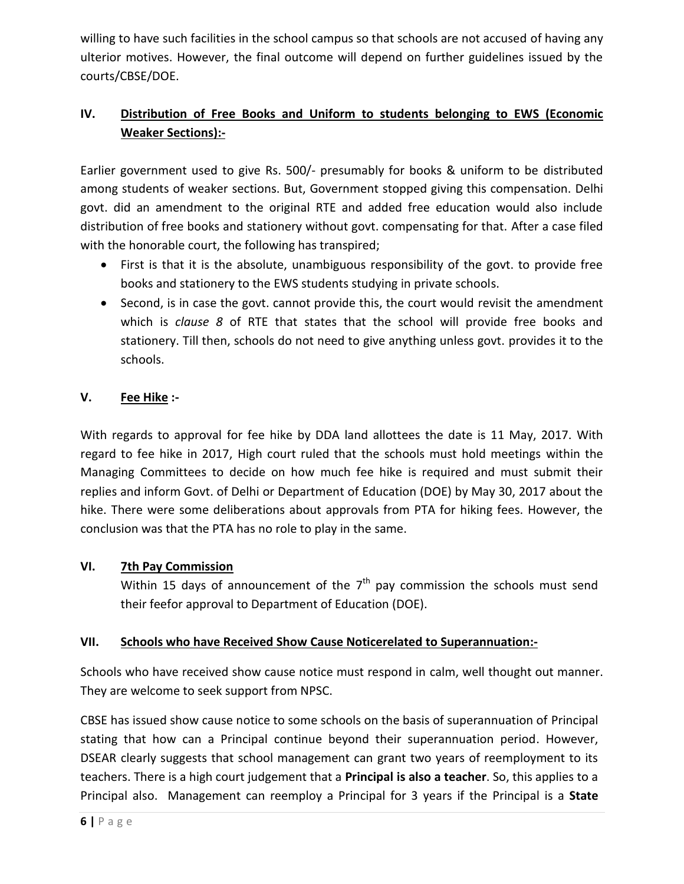willing to have such facilities in the school campus so that schools are not accused of having any ulterior motives. However, the final outcome will depend on further guidelines issued by the courts/CBSE/DOE.

## IV. Distribution of Free Books and Uniform to students belonging to EWS (Economic Weaker Sections):-

Earlier government used to give Rs. 500/- presumably for books & uniform to be distributed among students of weaker sections. But, Government stopped giving this compensation. Delhi govt. did an amendment to the original RTE and added free education would also include distribution of free books and stationery without govt. compensating for that. After a case filed with the honorable court, the following has transpired;

- First is that it is the absolute, unambiguous responsibility of the govt. to provide free books and stationery to the EWS students studying in private schools.
- Second, is in case the govt. cannot provide this, the court would revisit the amendment which is *clause 8* of RTE that states that the school will provide free books and stationery. Till then, schools do not need to give anything unless govt. provides it to the schools.

## V. Fee Hike :-

With regards to approval for fee hike by DDA land allottees the date is 11 May, 2017. With regard to fee hike in 2017, High court ruled that the schools must hold meetings within the Managing Committees to decide on how much fee hike is required and must submit their replies and inform Govt. of Delhi or Department of Education (DOE) by May 30, 2017 about the hike. There were some deliberations about approvals from PTA for hiking fees. However, the conclusion was that the PTA has no role to play in the same.

## VI. 7th Pay Commission

Within 15 days of announcement of the 7th pay commission the schools must send their feefor approval to Department of Education (DOE).

## VII. Schools who have Received Show Cause Noticerelated to Superannuation:-

Schools who have received show cause notice must respond in calm, well thought out manner. They are welcome to seek support from NPSC.

CBSE has issued show cause notice to some schools on the basis of superannuation of Principal stating that how can a Principal continue beyond their superannuation period. However, DSEAR clearly suggests that school management can grant two years of reemployment to its teachers. There is a high court judgement that a **Principal is also a teacher**. So, this applies to a Principal also. Management can reemploy a Principal for 3 years if the Principal is a **State**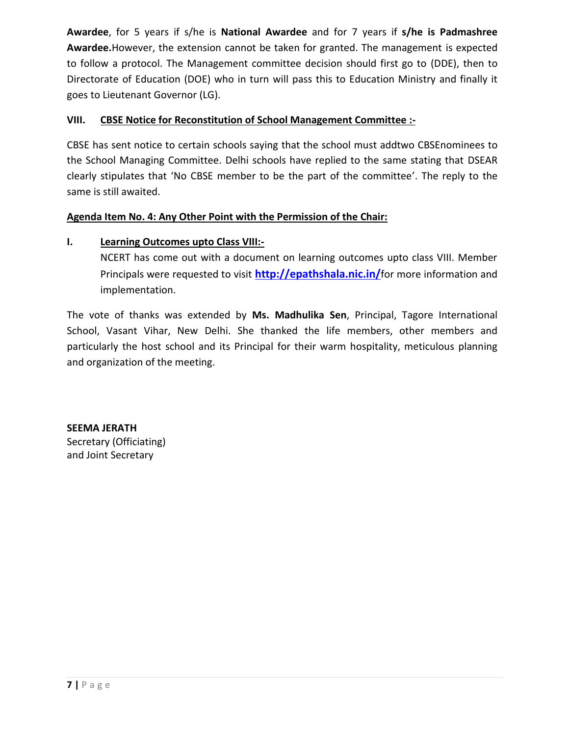**Awardee**, for 5 years if s/he is **National Awardee** and for 7 years if **s/he is Padmashree Awardee.**However, the extension cannot be taken for granted. The management is expected to follow a protocol. The Management committee decision should first go to (DDE), then to Directorate of Education (DOE) who in turn will pass this to Education Ministry and finally it goes to Lieutenant Governor (LG).

**VIII. CBSE Notice for Reconstitution of School Management Committee :-**

CBSE has sent notice to certain schools saying that the school must addtwo CBSEnominees to the School Managing Committee. Delhi schools have replied to the same stating that DSEAR clearly stipulates that 'No CBSE member to be the part of the committee'. The reply to the same is still awaited.

**Agenda Item No. 4: Any Other Point with the Permission of the Chair:**

**I. Learning Outcomes upto Class VIII:-**

NCERT has come out with a document on learning outcomes upto class VIII. Member Principals were requested to visit **http://epathshala.nic.in/**for more information and implementation.

The vote of thanks was extended by **Ms. Madhulika Sen**, Principal, Tagore International School, Vasant Vihar, New Delhi. She thanked the life members, other members and particularly the host school and its Principal for their warm hospitality, meticulous planning and organization of the meeting.

**SEEMA JERATH**
Secretary (Officiating)
and Joint Secretary